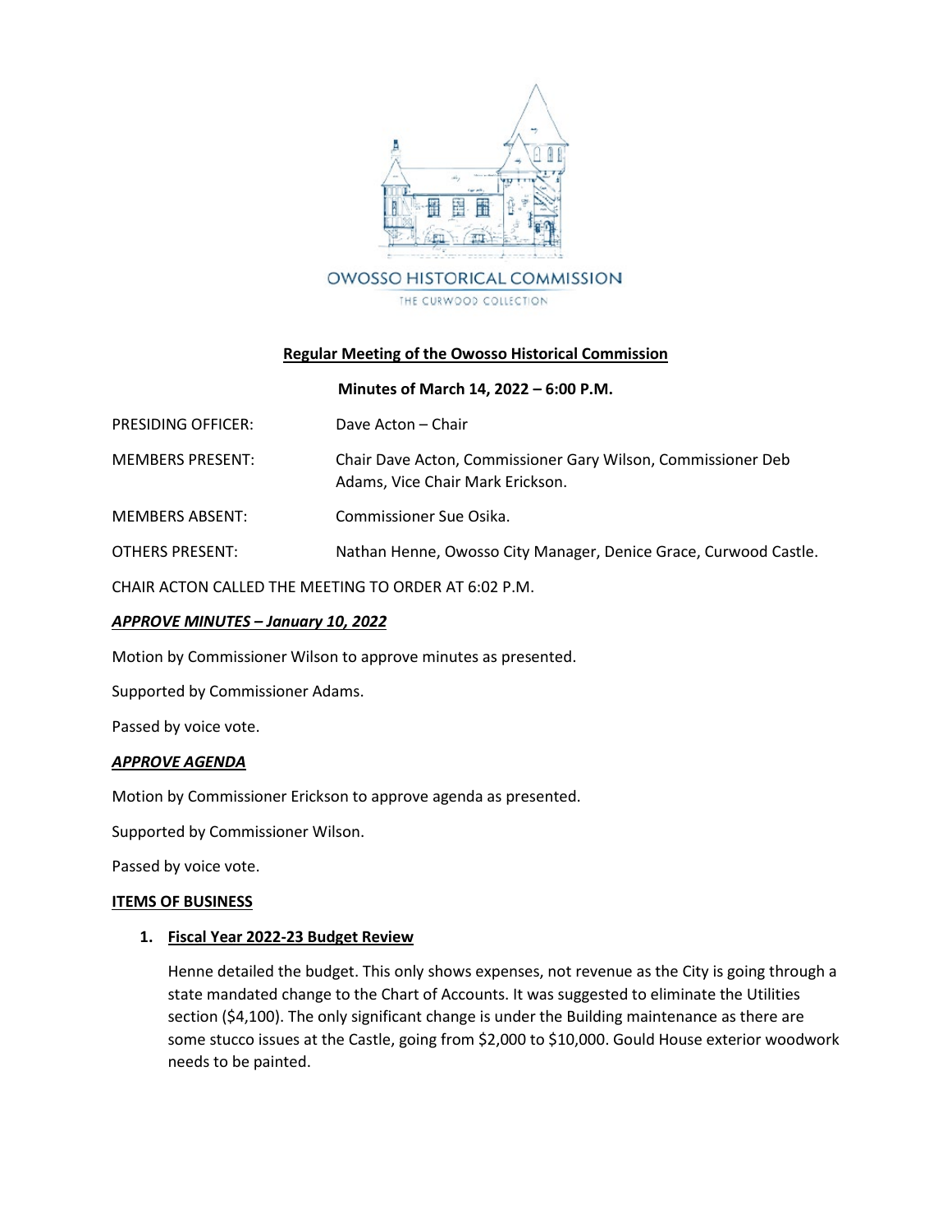OWOSSO HISTORICAL COMMISSION

THE CURWOOD COLLECTION

**Regular Meeting of the Owosso Historical Commission**

**Minutes of March 14, 2022 – 6:00 P.M.**

PRESIDING OFFICER: Dave Acton – Chair

MEMBERS PRESENT: Chair Dave Acton, Commissioner Gary Wilson, Commissioner Deb Adams, Vice Chair Mark Erickson.

MEMBERS ABSENT: Commissioner Sue Osika.

OTHERS PRESENT: Nathan Henne, Owosso City Manager, Denice Grace, Curwood Castle.

CHAIR ACTON CALLED THE MEETING TO ORDER AT 6:02 P.M.

***APPROVE MINUTES – January 10, 2022***

Motion by Commissioner Wilson to approve minutes as presented.

Supported by Commissioner Adams.

Passed by voice vote.

***APPROVE AGENDA***

Motion by Commissioner Erickson to approve agenda as presented.

Supported by Commissioner Wilson.

Passed by voice vote.

**ITEMS OF BUSINESS**

1. **Fiscal Year 2022-23 Budget Review**

   Henne detailed the budget. This only shows expenses, not revenue as the City is going through a state mandated change to the Chart of Accounts. It was suggested to eliminate the Utilities section ($4,100). The only significant change is under the Building maintenance as there are some stucco issues at the Castle, going from $2,000 to $10,000. Gould House exterior woodwork needs to be painted.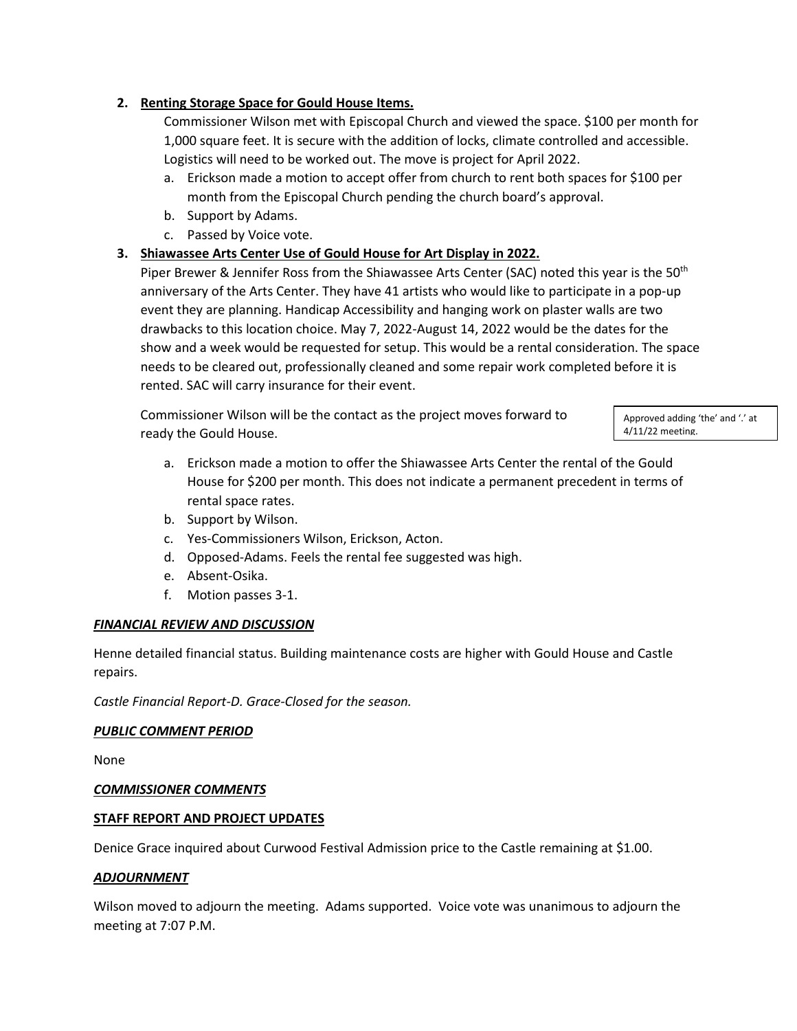2. **Renting Storage Space for Gould House Items.**

   Commissioner Wilson met with Episcopal Church and viewed the space. $100 per month for 1,000 square feet. It is secure with the addition of locks, climate controlled and accessible. Logistics will need to be worked out. The move is project for April 2022.

   a. Erickson made a motion to accept offer from church to rent both spaces for $100 per month from the Episcopal Church pending the church board's approval.
   b. Support by Adams.
   c. Passed by Voice vote.

3. **Shiawassee Arts Center Use of Gould House for Art Display in 2022.**

   Piper Brewer & Jennifer Ross from the Shiawassee Arts Center (SAC) noted this year is the 50th anniversary of the Arts Center. They have 41 artists who would like to participate in a pop-up event they are planning. Handicap Accessibility and hanging work on plaster walls are two drawbacks to this location choice. May 7, 2022-August 14, 2022 would be the dates for the show and a week would be requested for setup. This would be a rental consideration. The space needs to be cleared out, professionally cleaned and some repair work completed before it is rented. SAC will carry insurance for their event.

   Commissioner Wilson will be the contact as the project moves forward to ready the Gould House.

   Approved adding 'the' and '.' at 4/11/22 meeting.

   a. Erickson made a motion to offer the Shiawassee Arts Center the rental of the Gould House for $200 per month. This does not indicate a permanent precedent in terms of rental space rates.
   b. Support by Wilson.
   c. Yes-Commissioners Wilson, Erickson, Acton.
   d. Opposed-Adams. Feels the rental fee suggested was high.
   e. Absent-Osika.
   f. Motion passes 3-1.

***FINANCIAL REVIEW AND DISCUSSION***

Henne detailed financial status. Building maintenance costs are higher with Gould House and Castle repairs.

*Castle Financial Report-D. Grace-Closed for the season.*

***PUBLIC COMMENT PERIOD***

None

***COMMISSIONER COMMENTS***

**STAFF REPORT AND PROJECT UPDATES**

Denice Grace inquired about Curwood Festival Admission price to the Castle remaining at $1.00.

***ADJOURNMENT***

Wilson moved to adjourn the meeting. Adams supported. Voice vote was unanimous to adjourn the meeting at 7:07 P.M.